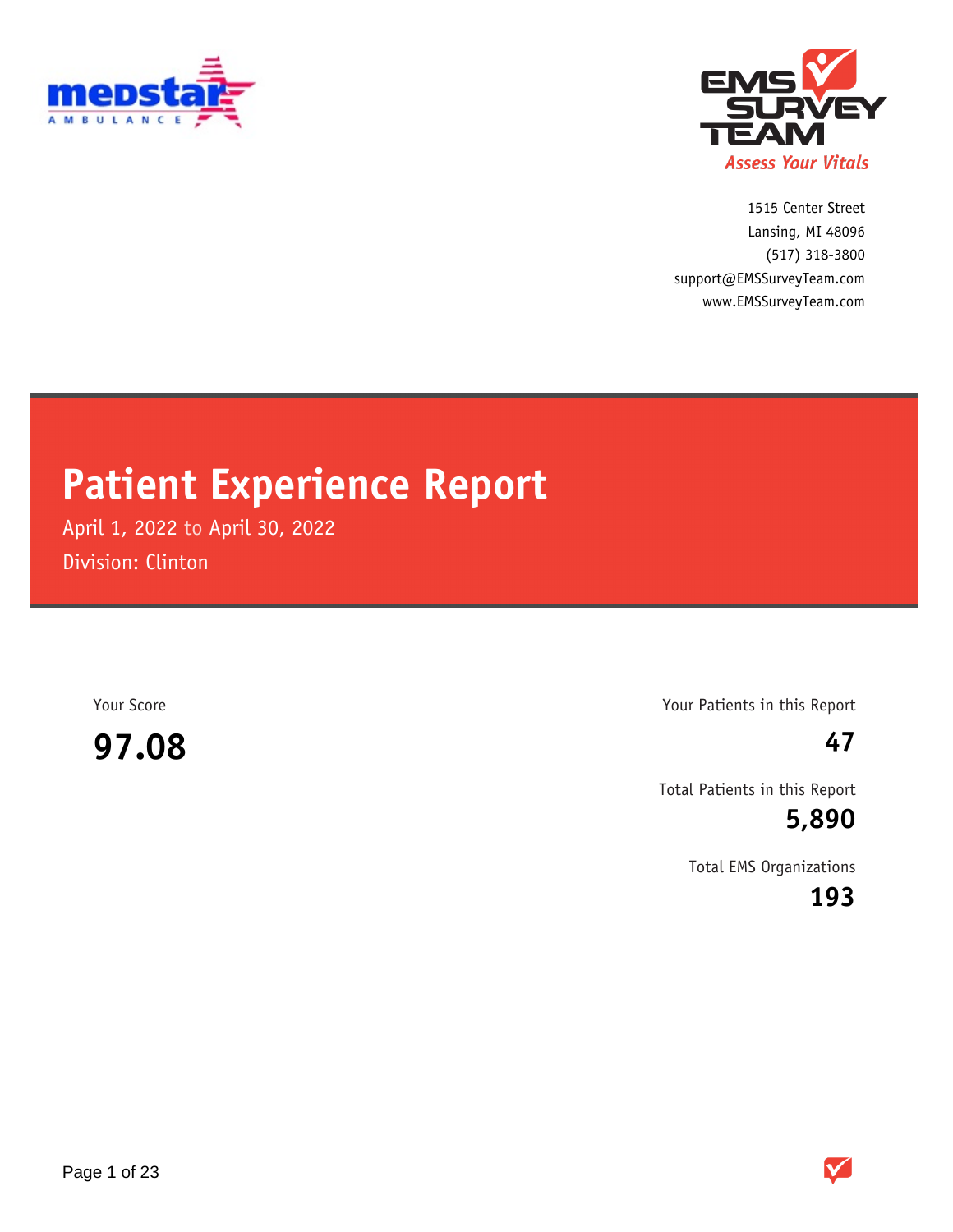1515 Center Street
Lansing, MI 48096
(517) 318-3800
support@EMSSurveyTeam.com
www.EMSSurveyTeam.com

# Patient Experience Report

April 1, 2022 to April 30, 2022

Division: Clinton

Your Score

**97.08**

Your Patients in this Report

**47**

Total Patients in this Report

**5,890**

Total EMS Organizations

**193**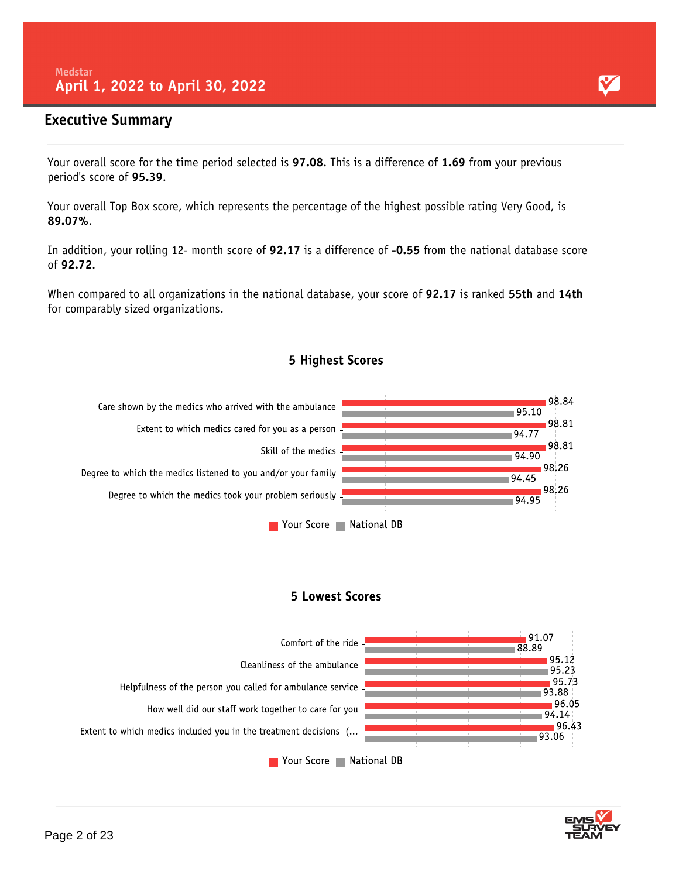Medstar

# April 1, 2022 to April 30, 2022

## Executive Summary

Your overall score for the time period selected is **97.08**. This is a difference of **1.69** from your previous period's score of **95.39**.

Your overall Top Box score, which represents the percentage of the highest possible rating Very Good, is **89.07%**.

In addition, your rolling 12- month score of **92.17** is a difference of **-0.55** from the national database score of **92.72**.

When compared to all organizations in the national database, your score of **92.17** is ranked **55th** and **14th** for comparably sized organizations.

### 5 Highest Scores

| Question | Your Score | National DB |
|---|---|---|
| Care shown by the medics who arrived with the ambulance | 98.84 | 95.10 |
| Extent to which medics cared for you as a person | 98.81 | 94.77 |
| Skill of the medics | 98.81 | 94.90 |
| Degree to which the medics listened to you and/or your family | 98.26 | 94.45 |
| Degree to which the medics took your problem seriously | 98.26 | 94.95 |

### 5 Lowest Scores

| Question | Your Score | National DB |
|---|---|---|
| Comfort of the ride | 91.07 | 88.89 |
| Cleanliness of the ambulance | 95.12 | 95.23 |
| Helpfulness of the person you called for ambulance service | 95.73 | 93.88 |
| How well did our staff work together to care for you | 96.05 | 94.14 |
| Extent to which medics included you in the treatment decisions (... | 96.43 | 93.06 |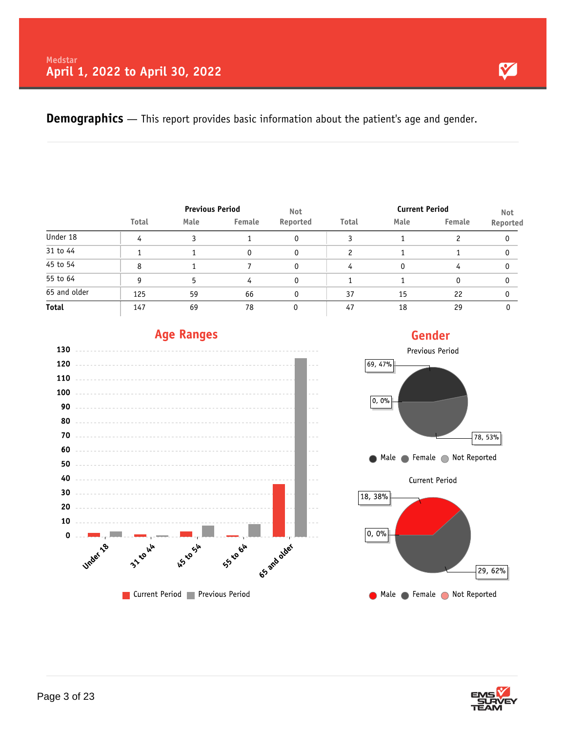Medstar

# April 1, 2022 to April 30, 2022

**Demographics** — This report provides basic information about the patient's age and gender.

| | Previous Period | | | | Current Period | | | |
|---|---|---|---|---|---|---|---|---|
| | Total | Male | Female | Not Reported | Total | Male | Female | Not Reported |
| Under 18 | 4 | 3 | 1 | 0 | 3 | 1 | 2 | 0 |
| 31 to 44 | 1 | 1 | 0 | 0 | 2 | 1 | 1 | 0 |
| 45 to 54 | 8 | 1 | 7 | 0 | 4 | 0 | 4 | 0 |
| 55 to 64 | 9 | 5 | 4 | 0 | 1 | 1 | 0 | 0 |
| 65 and older | 125 | 59 | 66 | 0 | 37 | 15 | 22 | 0 |
| **Total** | 147 | 69 | 78 | 0 | 47 | 18 | 29 | 0 |

## Age Ranges

Current Period, Previous Period

## Gender

Previous Period

69, 47% · 0, 0% · 78, 53%

Male · Female · Not Reported

Current Period

18, 38% · 0, 0% · 29, 62%

Male · Female · Not Reported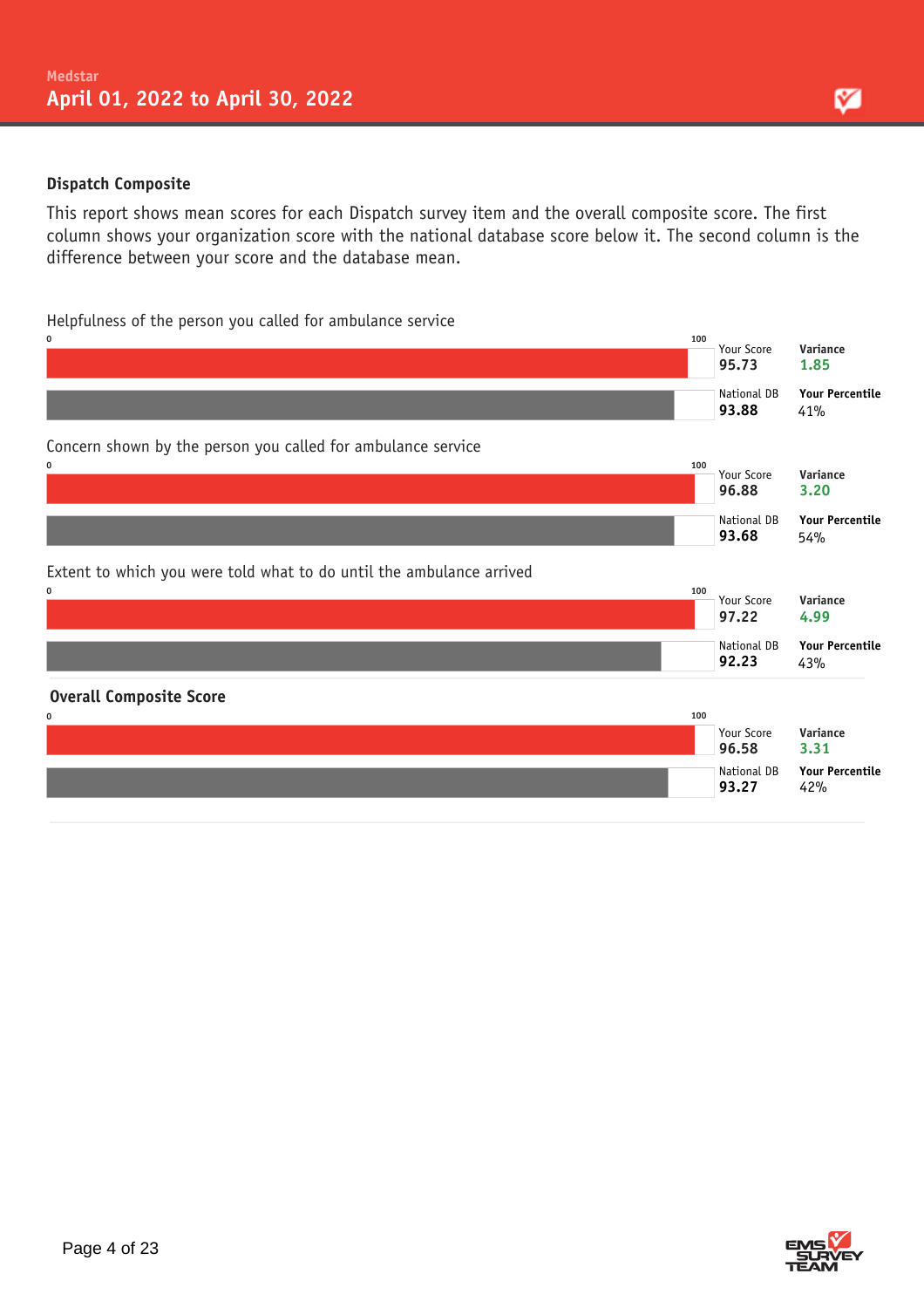## Dispatch Composite

This report shows mean scores for each Dispatch survey item and the overall composite score. The first column shows your organization score with the national database score below it. The second column is the difference between your score and the database mean.

### Helpfulness of the person you called for ambulance service

| | Score | | |
|---|---|---|---|
| Your Score | 95.73 | Variance | 1.85 |
| National DB | 93.88 | Your Percentile | 41% |

### Concern shown by the person you called for ambulance service

| | Score | | |
|---|---|---|---|
| Your Score | 96.88 | Variance | 3.20 |
| National DB | 93.68 | Your Percentile | 54% |

### Extent to which you were told what to do until the ambulance arrived

| | Score | | |
|---|---|---|---|
| Your Score | 97.22 | Variance | 4.99 |
| National DB | 92.23 | Your Percentile | 43% |

### Overall Composite Score

| | Score | | |
|---|---|---|---|
| Your Score | 96.58 | Variance | 3.31 |
| National DB | 93.27 | Your Percentile | 42% |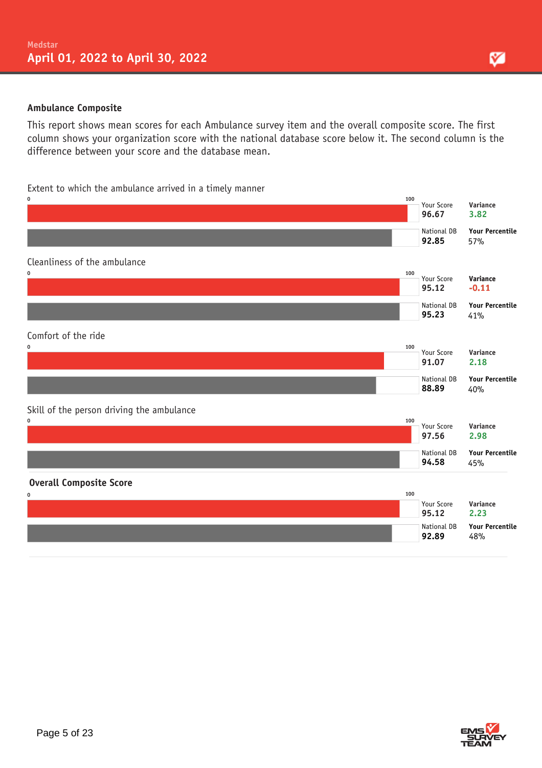## Ambulance Composite

This report shows mean scores for each Ambulance survey item and the overall composite score. The first column shows your organization score with the national database score below it. The second column is the difference between your score and the database mean.

### Extent to which the ambulance arrived in a timely manner

| | Score | Variance / Your Percentile |
|---|---|---|
| Your Score | 96.67 | Variance: 3.82 |
| National DB | 92.85 | Your Percentile: 57% |

### Cleanliness of the ambulance

| | Score | Variance / Your Percentile |
|---|---|---|
| Your Score | 95.12 | Variance: -0.11 |
| National DB | 95.23 | Your Percentile: 41% |

### Comfort of the ride

| | Score | Variance / Your Percentile |
|---|---|---|
| Your Score | 91.07 | Variance: 2.18 |
| National DB | 88.89 | Your Percentile: 40% |

### Skill of the person driving the ambulance

| | Score | Variance / Your Percentile |
|---|---|---|
| Your Score | 97.56 | Variance: 2.98 |
| National DB | 94.58 | Your Percentile: 45% |

### Overall Composite Score

| | Score | Variance / Your Percentile |
|---|---|---|
| Your Score | 95.12 | Variance: 2.23 |
| National DB | 92.89 | Your Percentile: 48% |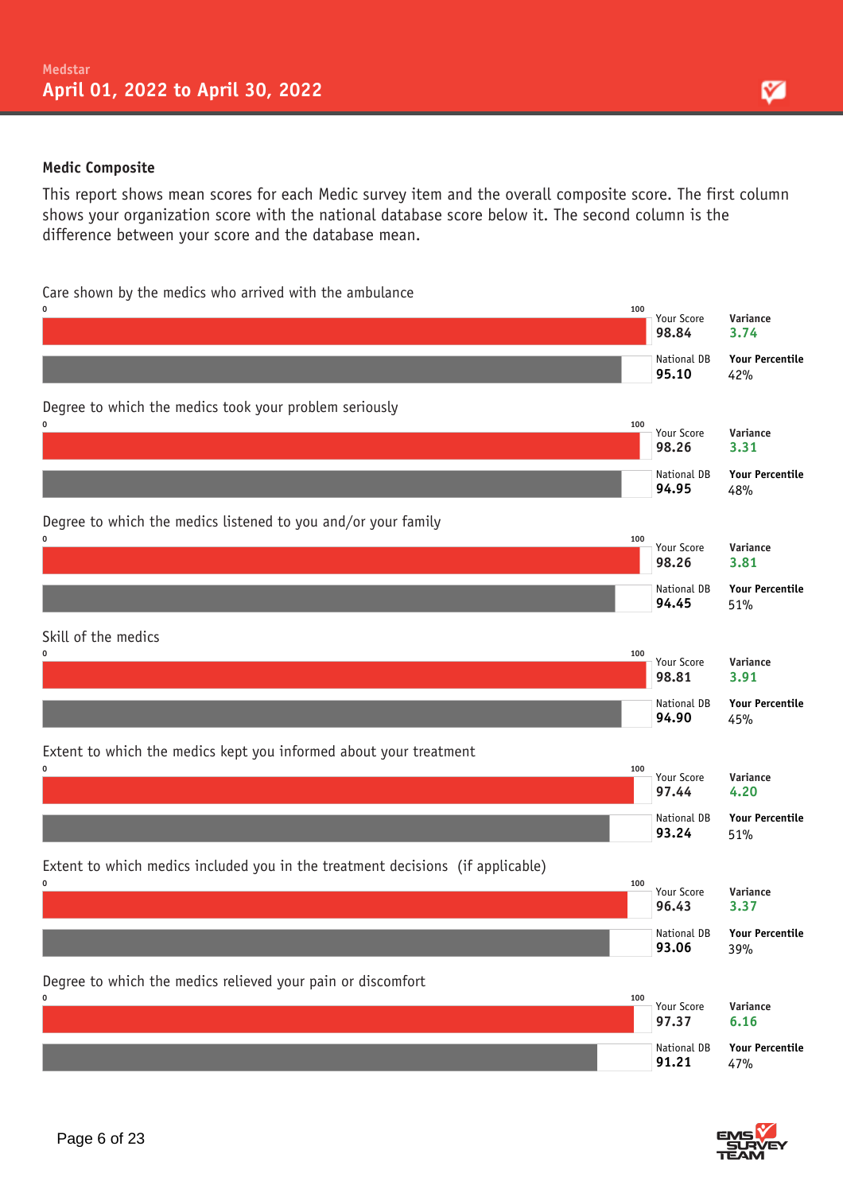## Medic Composite

This report shows mean scores for each Medic survey item and the overall composite score. The first column shows your organization score with the national database score below it. The second column is the difference between your score and the database mean.

| Item | Your Score | National DB | Variance | Your Percentile |
|---|---|---|---|---|
| Care shown by the medics who arrived with the ambulance | 98.84 | 95.10 | 3.74 | 42% |
| Degree to which the medics took your problem seriously | 98.26 | 94.95 | 3.31 | 48% |
| Degree to which the medics listened to you and/or your family | 98.26 | 94.45 | 3.81 | 51% |
| Skill of the medics | 98.81 | 94.90 | 3.91 | 45% |
| Extent to which the medics kept you informed about your treatment | 97.44 | 93.24 | 4.20 | 51% |
| Extent to which medics included you in the treatment decisions (if applicable) | 96.43 | 93.06 | 3.37 | 39% |
| Degree to which the medics relieved your pain or discomfort | 97.37 | 91.21 | 6.16 | 47% |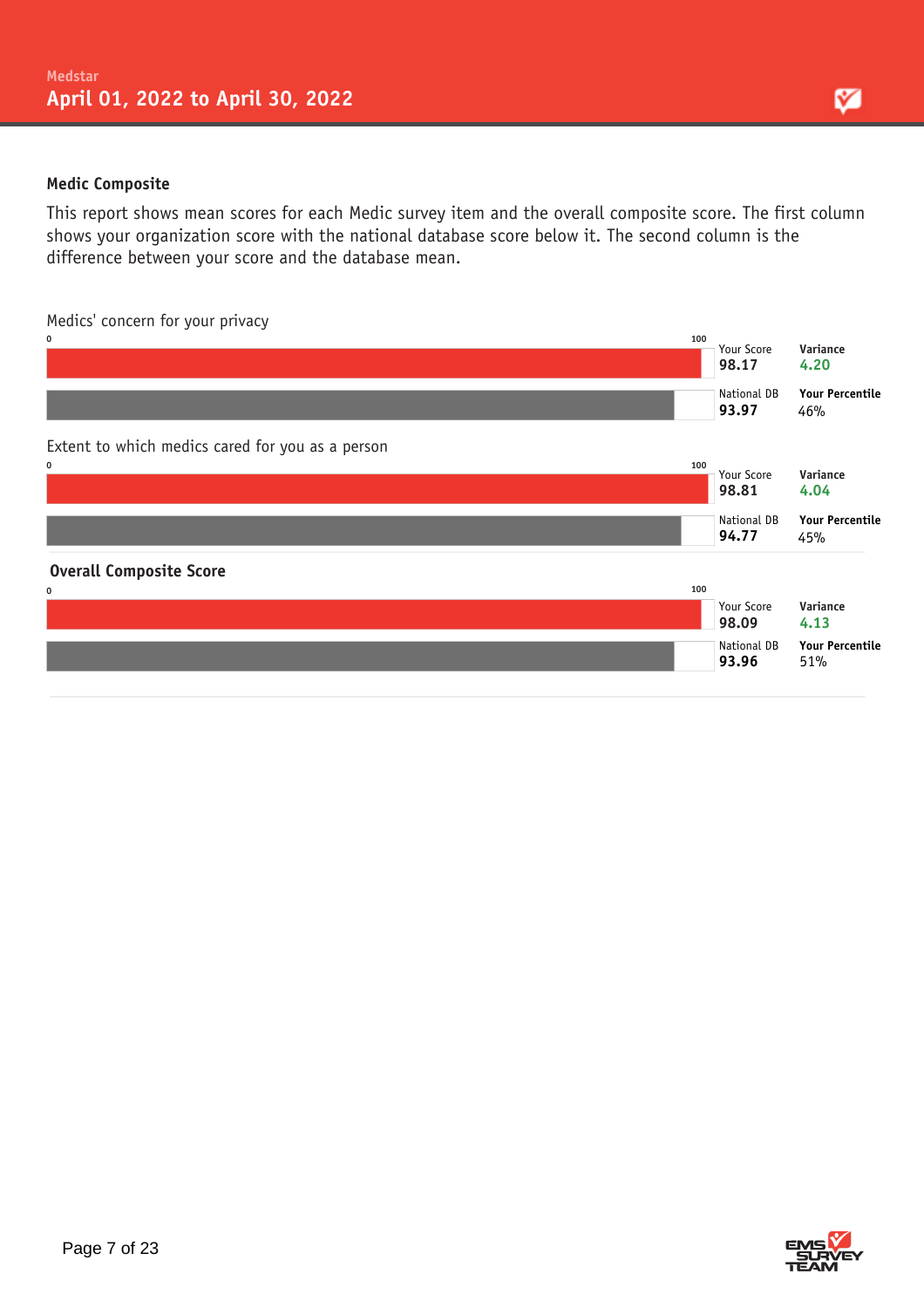## Medic Composite

This report shows mean scores for each Medic survey item and the overall composite score. The first column shows your organization score with the national database score below it. The second column is the difference between your score and the database mean.

### Medics' concern for your privacy

| | Score | | |
|---|---|---|---|
| Your Score | 98.17 | Variance | 4.20 |
| National DB | 93.97 | Your Percentile | 46% |

### Extent to which medics cared for you as a person

| | Score | | |
|---|---|---|---|
| Your Score | 98.81 | Variance | 4.04 |
| National DB | 94.77 | Your Percentile | 45% |

### Overall Composite Score

| | Score | | |
|---|---|---|---|
| Your Score | 98.09 | Variance | 4.13 |
| National DB | 93.96 | Your Percentile | 51% |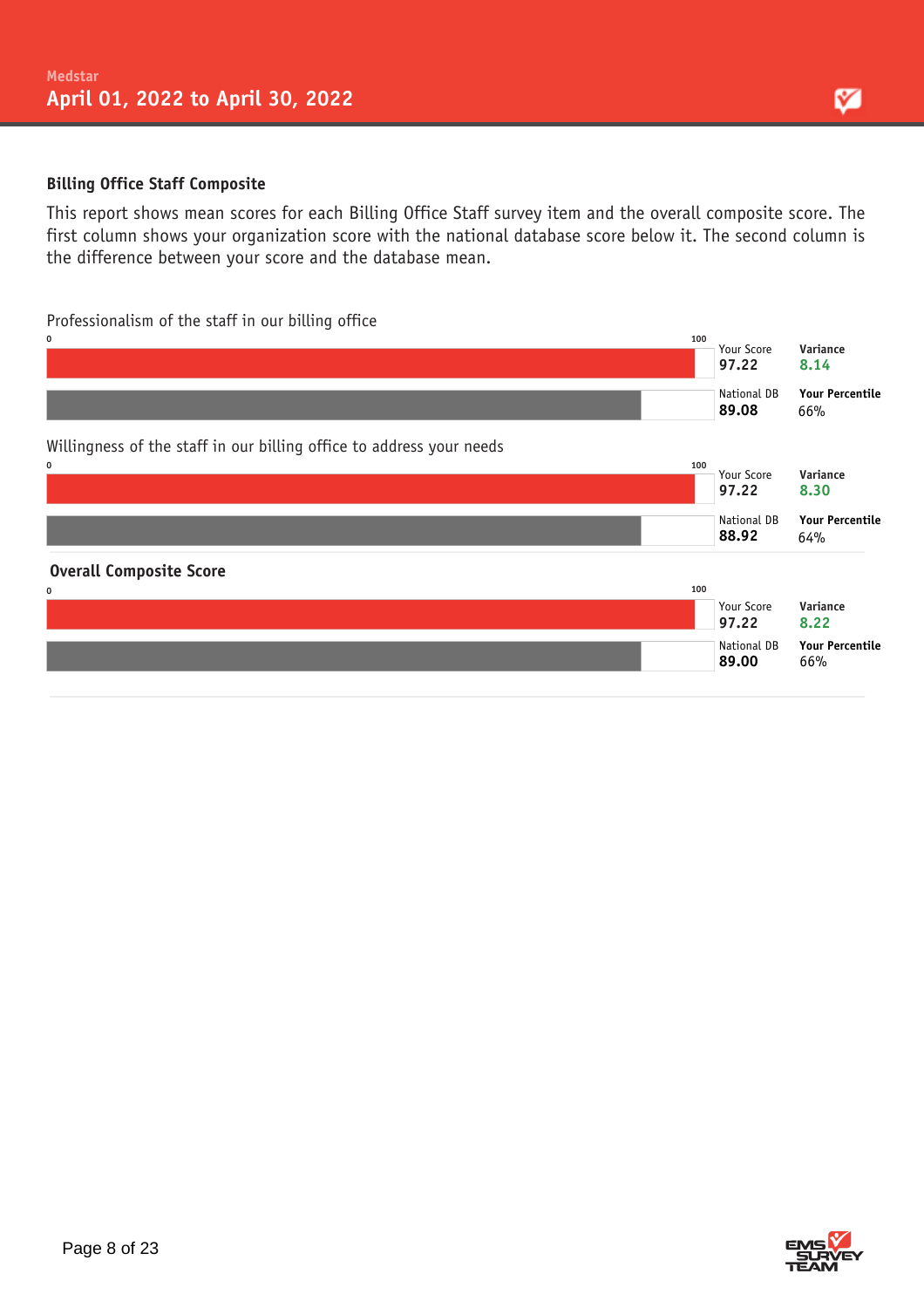## Billing Office Staff Composite

This report shows mean scores for each Billing Office Staff survey item and the overall composite score. The first column shows your organization score with the national database score below it. The second column is the difference between your score and the database mean.

### Professionalism of the staff in our billing office

| | Score | | |
|---|---|---|---|
| Your Score | 97.22 | Variance | 8.14 |
| National DB | 89.08 | Your Percentile | 66% |

### Willingness of the staff in our billing office to address your needs

| | Score | | |
|---|---|---|---|
| Your Score | 97.22 | Variance | 8.30 |
| National DB | 88.92 | Your Percentile | 64% |

### Overall Composite Score

| | Score | | |
|---|---|---|---|
| Your Score | 97.22 | Variance | 8.22 |
| National DB | 89.00 | Your Percentile | 66% |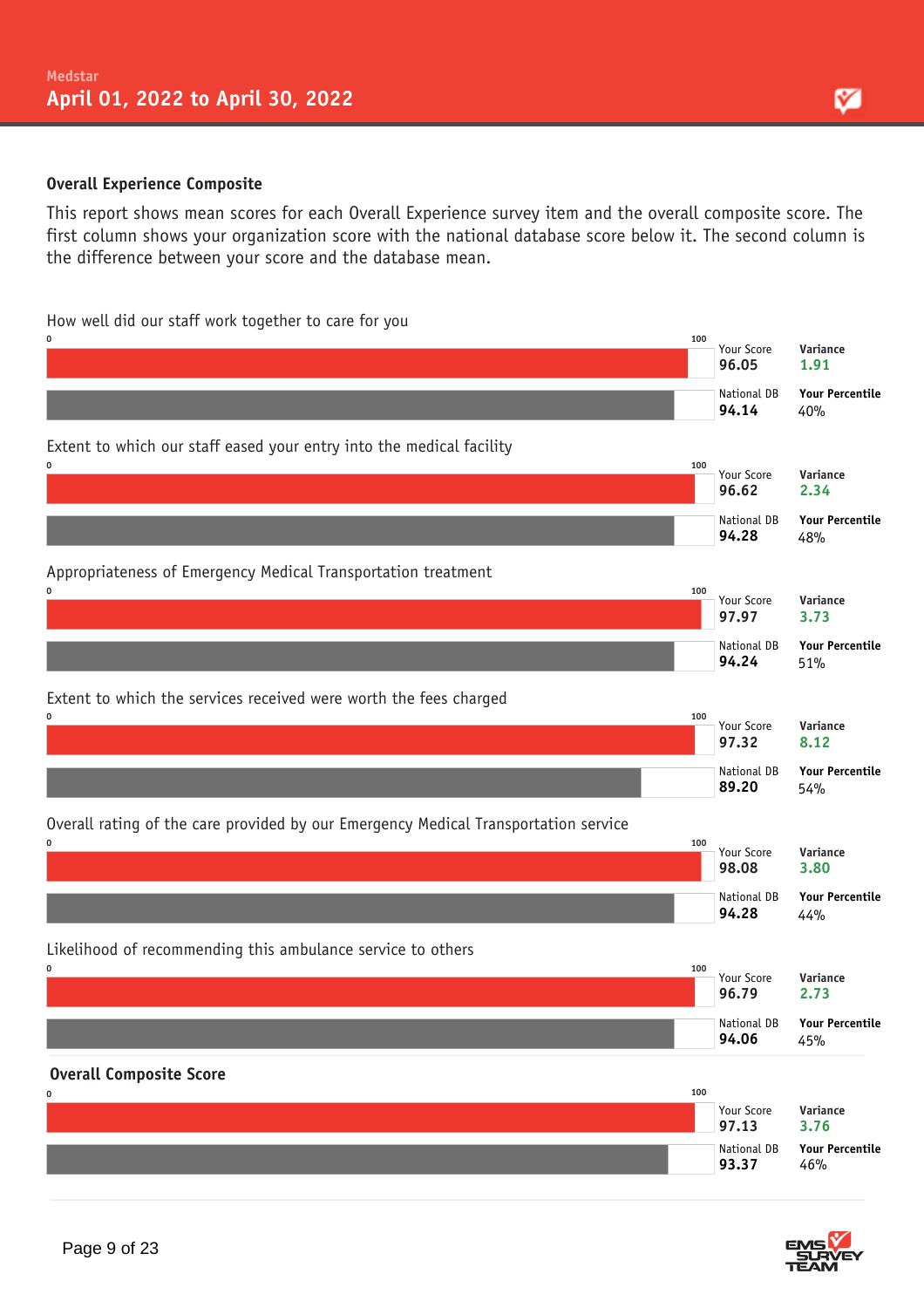Medstar

April 01, 2022 to April 30, 2022

### Overall Experience Composite

This report shows mean scores for each Overall Experience survey item and the overall composite score. The first column shows your organization score with the national database score below it. The second column is the difference between your score and the database mean.

| Item | Your Score | National DB | Variance | Your Percentile |
|---|---|---|---|---|
| How well did our staff work together to care for you | 96.05 | 94.14 | 1.91 | 40% |
| Extent to which our staff eased your entry into the medical facility | 96.62 | 94.28 | 2.34 | 48% |
| Appropriateness of Emergency Medical Transportation treatment | 97.97 | 94.24 | 3.73 | 51% |
| Extent to which the services received were worth the fees charged | 97.32 | 89.20 | 8.12 | 54% |
| Overall rating of the care provided by our Emergency Medical Transportation service | 98.08 | 94.28 | 3.80 | 44% |
| Likelihood of recommending this ambulance service to others | 96.79 | 94.06 | 2.73 | 45% |
| **Overall Composite Score** | 97.13 | 93.37 | 3.76 | 46% |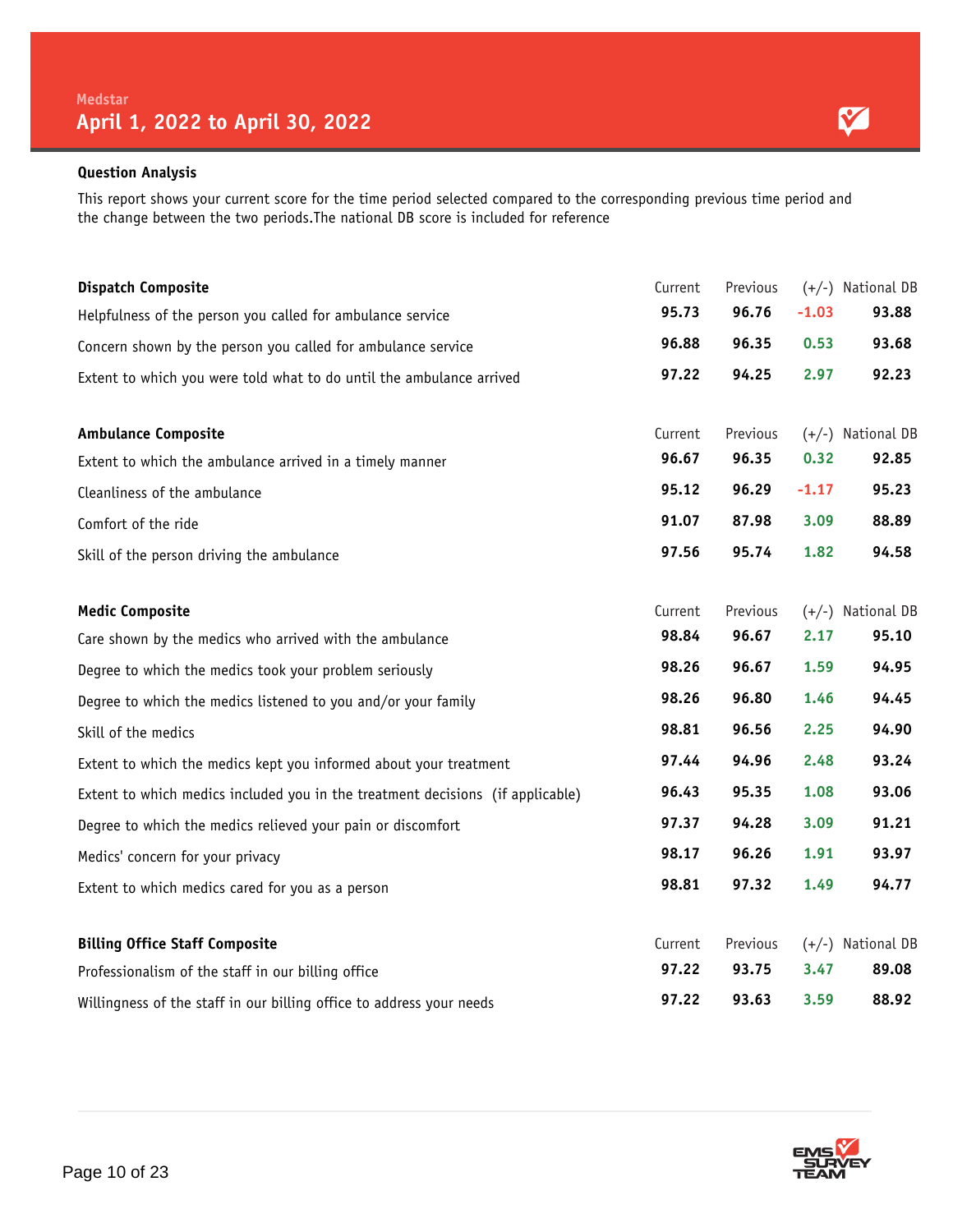Medstar

## April 1, 2022 to April 30, 2022

### Question Analysis

This report shows your current score for the time period selected compared to the corresponding previous time period and the change between the two periods.The national DB score is included for reference

| Dispatch Composite | Current | Previous | (+/-) | National DB |
|---|---|---|---|---|
| Helpfulness of the person you called for ambulance service | **95.73** | **96.76** | **-1.03** | **93.88** |
| Concern shown by the person you called for ambulance service | **96.88** | **96.35** | **0.53** | **93.68** |
| Extent to which you were told what to do until the ambulance arrived | **97.22** | **94.25** | **2.97** | **92.23** |

| Ambulance Composite | Current | Previous | (+/-) | National DB |
|---|---|---|---|---|
| Extent to which the ambulance arrived in a timely manner | **96.67** | **96.35** | **0.32** | **92.85** |
| Cleanliness of the ambulance | **95.12** | **96.29** | **-1.17** | **95.23** |
| Comfort of the ride | **91.07** | **87.98** | **3.09** | **88.89** |
| Skill of the person driving the ambulance | **97.56** | **95.74** | **1.82** | **94.58** |

| Medic Composite | Current | Previous | (+/-) | National DB |
|---|---|---|---|---|
| Care shown by the medics who arrived with the ambulance | **98.84** | **96.67** | **2.17** | **95.10** |
| Degree to which the medics took your problem seriously | **98.26** | **96.67** | **1.59** | **94.95** |
| Degree to which the medics listened to you and/or your family | **98.26** | **96.80** | **1.46** | **94.45** |
| Skill of the medics | **98.81** | **96.56** | **2.25** | **94.90** |
| Extent to which the medics kept you informed about your treatment | **97.44** | **94.96** | **2.48** | **93.24** |
| Extent to which medics included you in the treatment decisions (if applicable) | **96.43** | **95.35** | **1.08** | **93.06** |
| Degree to which the medics relieved your pain or discomfort | **97.37** | **94.28** | **3.09** | **91.21** |
| Medics' concern for your privacy | **98.17** | **96.26** | **1.91** | **93.97** |
| Extent to which medics cared for you as a person | **98.81** | **97.32** | **1.49** | **94.77** |

| Billing Office Staff Composite | Current | Previous | (+/-) | National DB |
|---|---|---|---|---|
| Professionalism of the staff in our billing office | **97.22** | **93.75** | **3.47** | **89.08** |
| Willingness of the staff in our billing office to address your needs | **97.22** | **93.63** | **3.59** | **88.92** |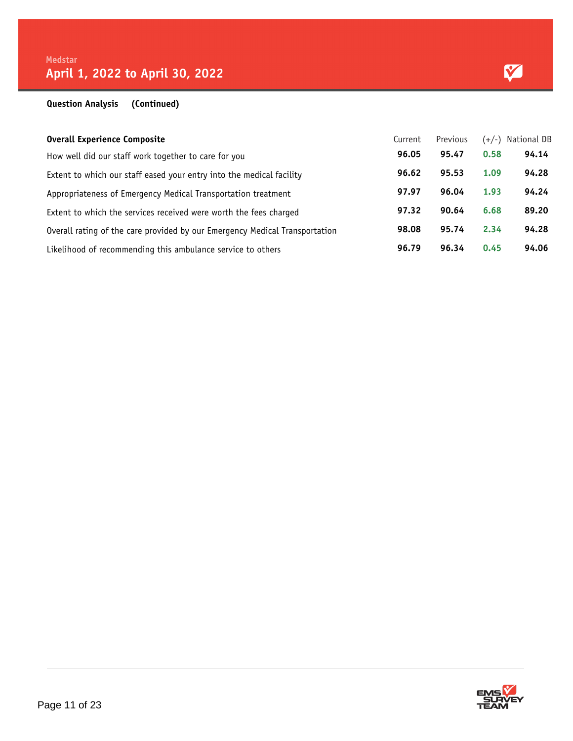Medstar

# April 1, 2022 to April 30, 2022

**Question Analysis (Continued)**

| **Overall Experience Composite** | Current | Previous | (+/-) | National DB |
|---|---|---|---|---|
| How well did our staff work together to care for you | **96.05** | **95.47** | 0.58 | **94.14** |
| Extent to which our staff eased your entry into the medical facility | **96.62** | **95.53** | 1.09 | **94.28** |
| Appropriateness of Emergency Medical Transportation treatment | **97.97** | **96.04** | 1.93 | **94.24** |
| Extent to which the services received were worth the fees charged | **97.32** | **90.64** | 6.68 | **89.20** |
| Overall rating of the care provided by our Emergency Medical Transportation | **98.08** | **95.74** | 2.34 | **94.28** |
| Likelihood of recommending this ambulance service to others | **96.79** | **96.34** | 0.45 | **94.06** |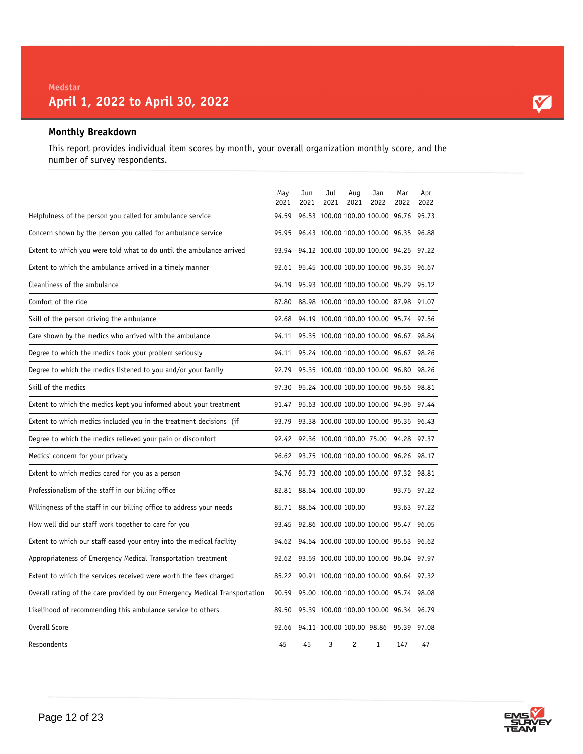Medstar

# April 1, 2022 to April 30, 2022

## Monthly Breakdown

This report provides individual item scores by month, your overall organization monthly score, and the number of survey respondents.

| | May 2021 | Jun 2021 | Jul 2021 | Aug 2021 | Jan 2022 | Mar 2022 | Apr 2022 |
|---|---|---|---|---|---|---|---|
| Helpfulness of the person you called for ambulance service | 94.59 | 96.53 | 100.00 | 100.00 | 100.00 | 96.76 | 95.73 |
| Concern shown by the person you called for ambulance service | 95.95 | 96.43 | 100.00 | 100.00 | 100.00 | 96.35 | 96.88 |
| Extent to which you were told what to do until the ambulance arrived | 93.94 | 94.12 | 100.00 | 100.00 | 100.00 | 94.25 | 97.22 |
| Extent to which the ambulance arrived in a timely manner | 92.61 | 95.45 | 100.00 | 100.00 | 100.00 | 96.35 | 96.67 |
| Cleanliness of the ambulance | 94.19 | 95.93 | 100.00 | 100.00 | 100.00 | 96.29 | 95.12 |
| Comfort of the ride | 87.80 | 88.98 | 100.00 | 100.00 | 100.00 | 87.98 | 91.07 |
| Skill of the person driving the ambulance | 92.68 | 94.19 | 100.00 | 100.00 | 100.00 | 95.74 | 97.56 |
| Care shown by the medics who arrived with the ambulance | 94.11 | 95.35 | 100.00 | 100.00 | 100.00 | 96.67 | 98.84 |
| Degree to which the medics took your problem seriously | 94.11 | 95.24 | 100.00 | 100.00 | 100.00 | 96.67 | 98.26 |
| Degree to which the medics listened to you and/or your family | 92.79 | 95.35 | 100.00 | 100.00 | 100.00 | 96.80 | 98.26 |
| Skill of the medics | 97.30 | 95.24 | 100.00 | 100.00 | 100.00 | 96.56 | 98.81 |
| Extent to which the medics kept you informed about your treatment | 91.47 | 95.63 | 100.00 | 100.00 | 100.00 | 94.96 | 97.44 |
| Extent to which medics included you in the treatment decisions (if | 93.79 | 93.38 | 100.00 | 100.00 | 100.00 | 95.35 | 96.43 |
| Degree to which the medics relieved your pain or discomfort | 92.42 | 92.36 | 100.00 | 100.00 | 75.00 | 94.28 | 97.37 |
| Medics' concern for your privacy | 96.62 | 93.75 | 100.00 | 100.00 | 100.00 | 96.26 | 98.17 |
| Extent to which medics cared for you as a person | 94.76 | 95.73 | 100.00 | 100.00 | 100.00 | 97.32 | 98.81 |
| Professionalism of the staff in our billing office | 82.81 | 88.64 | 100.00 | 100.00 | | 93.75 | 97.22 |
| Willingness of the staff in our billing office to address your needs | 85.71 | 88.64 | 100.00 | 100.00 | | 93.63 | 97.22 |
| How well did our staff work together to care for you | 93.45 | 92.86 | 100.00 | 100.00 | 100.00 | 95.47 | 96.05 |
| Extent to which our staff eased your entry into the medical facility | 94.62 | 94.64 | 100.00 | 100.00 | 100.00 | 95.53 | 96.62 |
| Appropriateness of Emergency Medical Transportation treatment | 92.62 | 93.59 | 100.00 | 100.00 | 100.00 | 96.04 | 97.97 |
| Extent to which the services received were worth the fees charged | 85.22 | 90.91 | 100.00 | 100.00 | 100.00 | 90.64 | 97.32 |
| Overall rating of the care provided by our Emergency Medical Transportation | 90.59 | 95.00 | 100.00 | 100.00 | 100.00 | 95.74 | 98.08 |
| Likelihood of recommending this ambulance service to others | 89.50 | 95.39 | 100.00 | 100.00 | 100.00 | 96.34 | 96.79 |
| Overall Score | 92.66 | 94.11 | 100.00 | 100.00 | 98.86 | 95.39 | 97.08 |
| Respondents | 45 | 45 | 3 | 2 | 1 | 147 | 47 |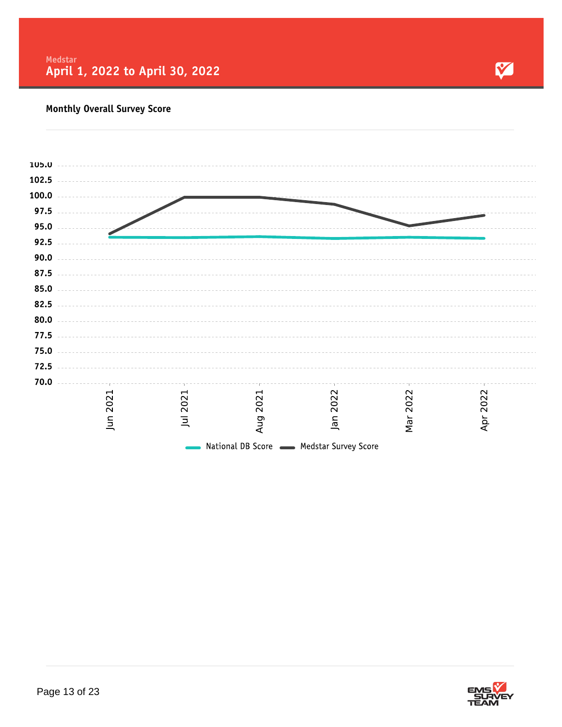Medstar

## April 1, 2022 to April 30, 2022

### Monthly Overall Survey Score

105.0
102.5
100.0
97.5
95.0
92.5
90.0
87.5
85.0
82.5
80.0
77.5
75.0
72.5
70.0

Jun 2021 | Jul 2021 | Aug 2021 | Jan 2022 | Mar 2022 | Apr 2022

National DB Score   Medstar Survey Score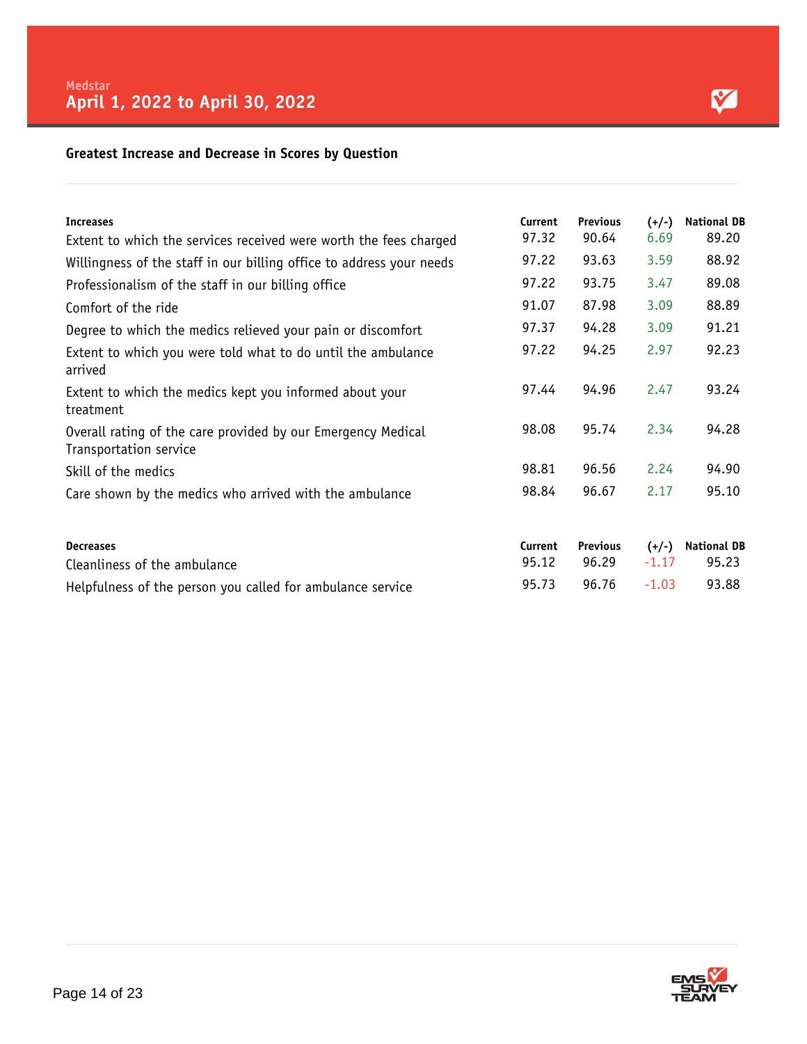Medstar

# April 1, 2022 to April 30, 2022

## Greatest Increase and Decrease in Scores by Question

| Increases | Current | Previous | (+/-) | National DB |
|---|---|---|---|---|
| Extent to which the services received were worth the fees charged | 97.32 | 90.64 | 6.69 | 89.20 |
| Willingness of the staff in our billing office to address your needs | 97.22 | 93.63 | 3.59 | 88.92 |
| Professionalism of the staff in our billing office | 97.22 | 93.75 | 3.47 | 89.08 |
| Comfort of the ride | 91.07 | 87.98 | 3.09 | 88.89 |
| Degree to which the medics relieved your pain or discomfort | 97.37 | 94.28 | 3.09 | 91.21 |
| Extent to which you were told what to do until the ambulance arrived | 97.22 | 94.25 | 2.97 | 92.23 |
| Extent to which the medics kept you informed about your treatment | 97.44 | 94.96 | 2.47 | 93.24 |
| Overall rating of the care provided by our Emergency Medical Transportation service | 98.08 | 95.74 | 2.34 | 94.28 |
| Skill of the medics | 98.81 | 96.56 | 2.24 | 94.90 |
| Care shown by the medics who arrived with the ambulance | 98.84 | 96.67 | 2.17 | 95.10 |

| Decreases | Current | Previous | (+/-) | National DB |
|---|---|---|---|---|
| Cleanliness of the ambulance | 95.12 | 96.29 | -1.17 | 95.23 |
| Helpfulness of the person you called for ambulance service | 95.73 | 96.76 | -1.03 | 93.88 |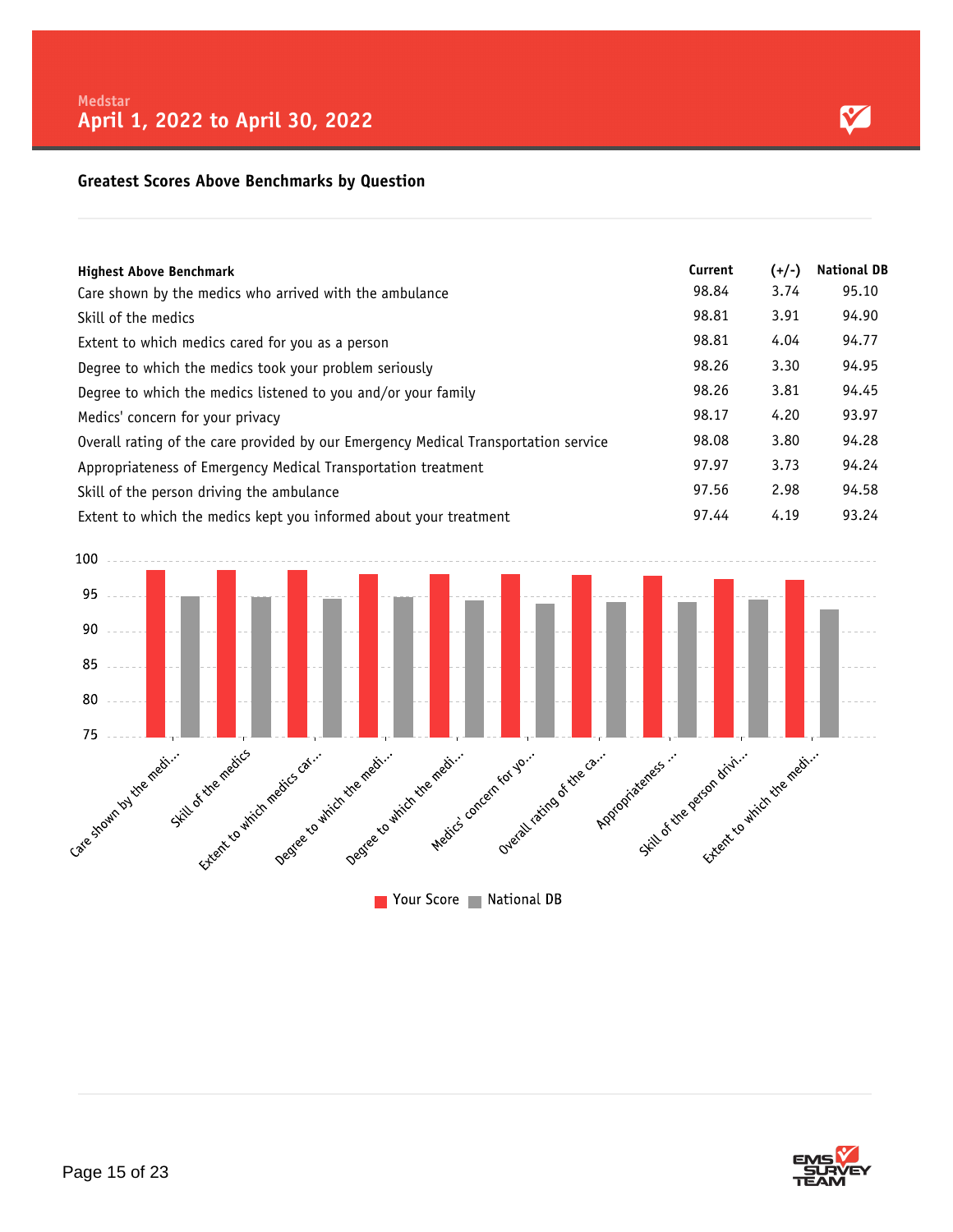Medstar

# April 1, 2022 to April 30, 2022

## Greatest Scores Above Benchmarks by Question

| Highest Above Benchmark | Current | (+/-) | National DB |
|---|---|---|---|
| Care shown by the medics who arrived with the ambulance | 98.84 | 3.74 | 95.10 |
| Skill of the medics | 98.81 | 3.91 | 94.90 |
| Extent to which medics cared for you as a person | 98.81 | 4.04 | 94.77 |
| Degree to which the medics took your problem seriously | 98.26 | 3.30 | 94.95 |
| Degree to which the medics listened to you and/or your family | 98.26 | 3.81 | 94.45 |
| Medics' concern for your privacy | 98.17 | 4.20 | 93.97 |
| Overall rating of the care provided by our Emergency Medical Transportation service | 98.08 | 3.80 | 94.28 |
| Appropriateness of Emergency Medical Transportation treatment | 97.97 | 3.73 | 94.24 |
| Skill of the person driving the ambulance | 97.56 | 2.98 | 94.58 |
| Extent to which the medics kept you informed about your treatment | 97.44 | 4.19 | 93.24 |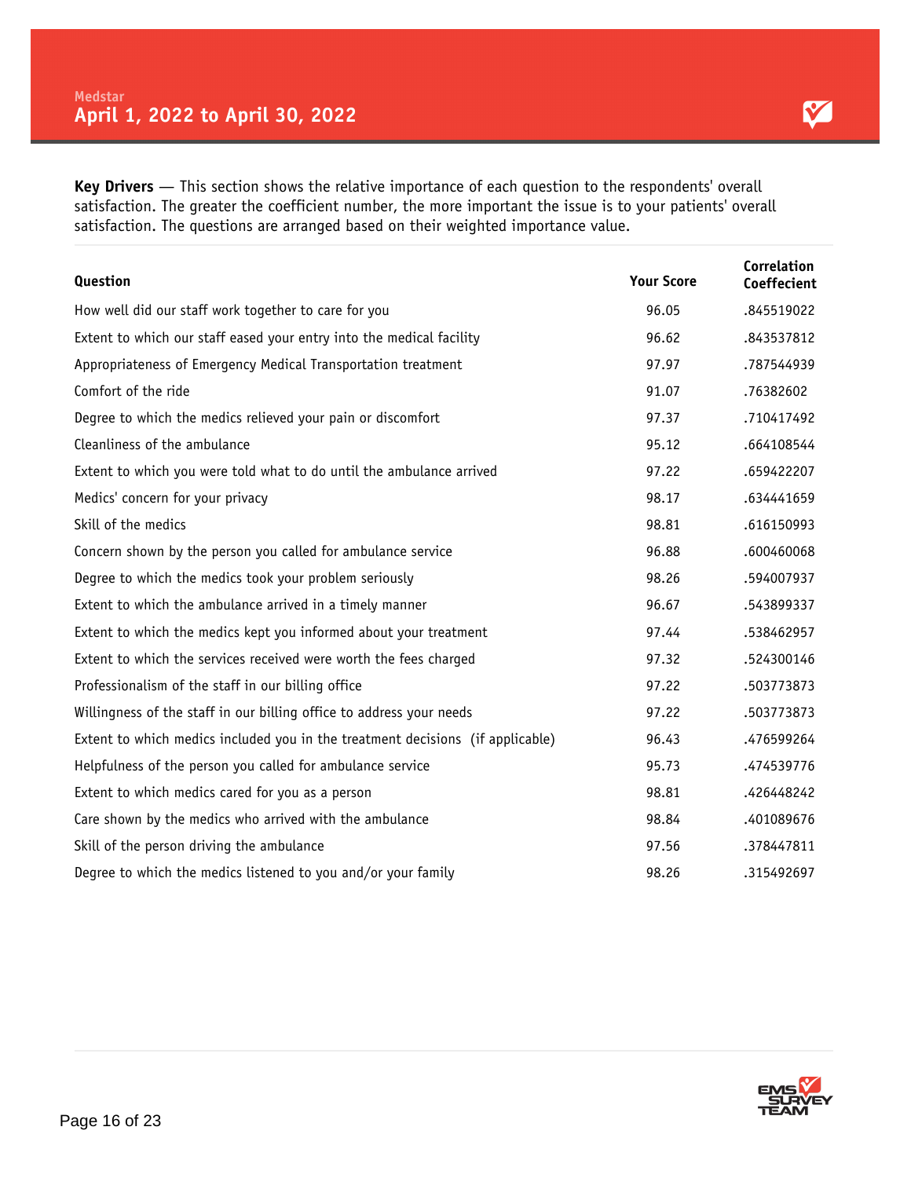Medstar

# April 1, 2022 to April 30, 2022

**Key Drivers** — This section shows the relative importance of each question to the respondents' overall satisfaction. The greater the coefficient number, the more important the issue is to your patients' overall satisfaction. The questions are arranged based on their weighted importance value.

| Question | Your Score | Correlation Coeffecient |
|---|---|---|
| How well did our staff work together to care for you | 96.05 | .845519022 |
| Extent to which our staff eased your entry into the medical facility | 96.62 | .843537812 |
| Appropriateness of Emergency Medical Transportation treatment | 97.97 | .787544939 |
| Comfort of the ride | 91.07 | .76382602 |
| Degree to which the medics relieved your pain or discomfort | 97.37 | .710417492 |
| Cleanliness of the ambulance | 95.12 | .664108544 |
| Extent to which you were told what to do until the ambulance arrived | 97.22 | .659422207 |
| Medics' concern for your privacy | 98.17 | .634441659 |
| Skill of the medics | 98.81 | .616150993 |
| Concern shown by the person you called for ambulance service | 96.88 | .600460068 |
| Degree to which the medics took your problem seriously | 98.26 | .594007937 |
| Extent to which the ambulance arrived in a timely manner | 96.67 | .543899337 |
| Extent to which the medics kept you informed about your treatment | 97.44 | .538462957 |
| Extent to which the services received were worth the fees charged | 97.32 | .524300146 |
| Professionalism of the staff in our billing office | 97.22 | .503773873 |
| Willingness of the staff in our billing office to address your needs | 97.22 | .503773873 |
| Extent to which medics included you in the treatment decisions (if applicable) | 96.43 | .476599264 |
| Helpfulness of the person you called for ambulance service | 95.73 | .474539776 |
| Extent to which medics cared for you as a person | 98.81 | .426448242 |
| Care shown by the medics who arrived with the ambulance | 98.84 | .401089676 |
| Skill of the person driving the ambulance | 97.56 | .378447811 |
| Degree to which the medics listened to you and/or your family | 98.26 | .315492697 |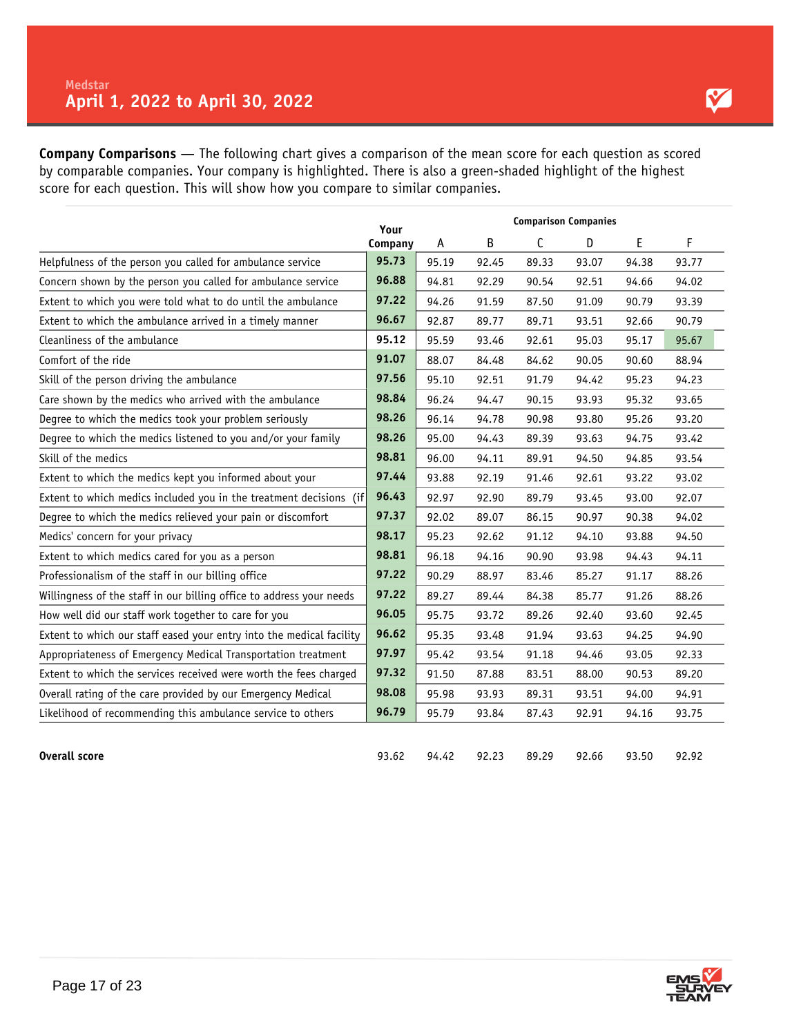Medstar

## April 1, 2022 to April 30, 2022

**Company Comparisons** — The following chart gives a comparison of the mean score for each question as scored by comparable companies. Your company is highlighted. There is also a green-shaded highlight of the highest score for each question. This will show how you compare to similar companies.

| | Your Company | Comparison Companies | | | | | |
|---|---|---|---|---|---|---|---|
| | | A | B | C | D | E | F |
| Helpfulness of the person you called for ambulance service | **95.73** | 95.19 | 92.45 | 89.33 | 93.07 | 94.38 | 93.77 |
| Concern shown by the person you called for ambulance service | **96.88** | 94.81 | 92.29 | 90.54 | 92.51 | 94.66 | 94.02 |
| Extent to which you were told what to do until the ambulance | **97.22** | 94.26 | 91.59 | 87.50 | 91.09 | 90.79 | 93.39 |
| Extent to which the ambulance arrived in a timely manner | **96.67** | 92.87 | 89.77 | 89.71 | 93.51 | 92.66 | 90.79 |
| Cleanliness of the ambulance | **95.12** | 95.59 | 93.46 | 92.61 | 95.03 | 95.17 | 95.67 |
| Comfort of the ride | **91.07** | 88.07 | 84.48 | 84.62 | 90.05 | 90.60 | 88.94 |
| Skill of the person driving the ambulance | **97.56** | 95.10 | 92.51 | 91.79 | 94.42 | 95.23 | 94.23 |
| Care shown by the medics who arrived with the ambulance | **98.84** | 96.24 | 94.47 | 90.15 | 93.93 | 95.32 | 93.65 |
| Degree to which the medics took your problem seriously | **98.26** | 96.14 | 94.78 | 90.98 | 93.80 | 95.26 | 93.20 |
| Degree to which the medics listened to you and/or your family | **98.26** | 95.00 | 94.43 | 89.39 | 93.63 | 94.75 | 93.42 |
| Skill of the medics | **98.81** | 96.00 | 94.11 | 89.91 | 94.50 | 94.85 | 93.54 |
| Extent to which the medics kept you informed about your | **97.44** | 93.88 | 92.19 | 91.46 | 92.61 | 93.22 | 93.02 |
| Extent to which medics included you in the treatment decisions (if | **96.43** | 92.97 | 92.90 | 89.79 | 93.45 | 93.00 | 92.07 |
| Degree to which the medics relieved your pain or discomfort | **97.37** | 92.02 | 89.07 | 86.15 | 90.97 | 90.38 | 94.02 |
| Medics' concern for your privacy | **98.17** | 95.23 | 92.62 | 91.12 | 94.10 | 93.88 | 94.50 |
| Extent to which medics cared for you as a person | **98.81** | 96.18 | 94.16 | 90.90 | 93.98 | 94.43 | 94.11 |
| Professionalism of the staff in our billing office | **97.22** | 90.29 | 88.97 | 83.46 | 85.27 | 91.17 | 88.26 |
| Willingness of the staff in our billing office to address your needs | **97.22** | 89.27 | 89.44 | 84.38 | 85.77 | 91.26 | 88.26 |
| How well did our staff work together to care for you | **96.05** | 95.75 | 93.72 | 89.26 | 92.40 | 93.60 | 92.45 |
| Extent to which our staff eased your entry into the medical facility | **96.62** | 95.35 | 93.48 | 91.94 | 93.63 | 94.25 | 94.90 |
| Appropriateness of Emergency Medical Transportation treatment | **97.97** | 95.42 | 93.54 | 91.18 | 94.46 | 93.05 | 92.33 |
| Extent to which the services received were worth the fees charged | **97.32** | 91.50 | 87.88 | 83.51 | 88.00 | 90.53 | 89.20 |
| Overall rating of the care provided by our Emergency Medical | **98.08** | 95.98 | 93.93 | 89.31 | 93.51 | 94.00 | 94.91 |
| Likelihood of recommending this ambulance service to others | **96.79** | 95.79 | 93.84 | 87.43 | 92.91 | 94.16 | 93.75 |
| **Overall score** | 93.62 | 94.42 | 92.23 | 89.29 | 92.66 | 93.50 | 92.92 |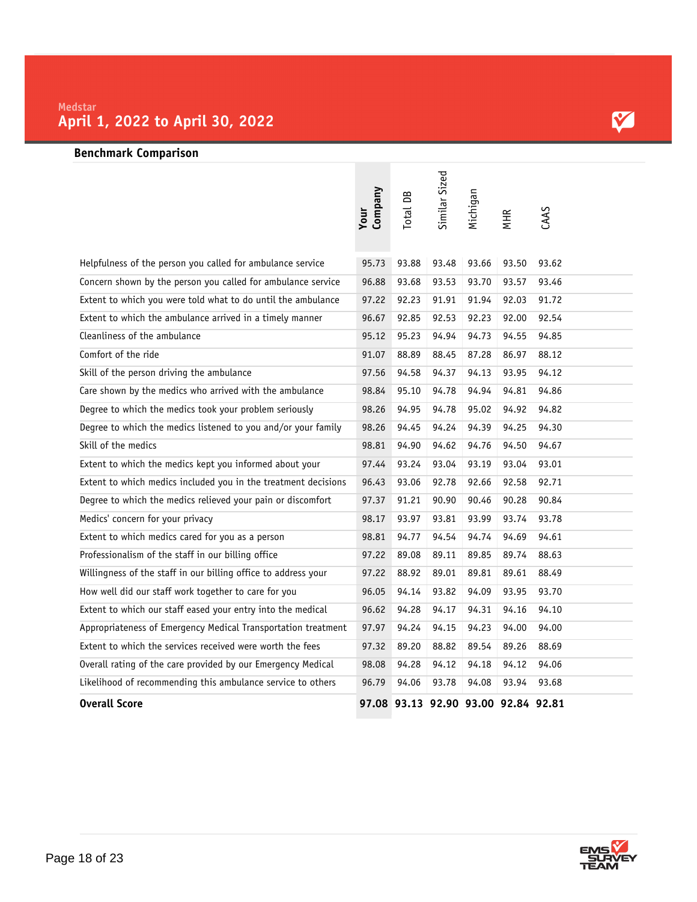Medstar

# April 1, 2022 to April 30, 2022

## Benchmark Comparison

| | Your Company | Total DB | Similar Sized | Michigan | MHR | CAAS |
|---|---|---|---|---|---|---|
| Helpfulness of the person you called for ambulance service | 95.73 | 93.88 | 93.48 | 93.66 | 93.50 | 93.62 |
| Concern shown by the person you called for ambulance service | 96.88 | 93.68 | 93.53 | 93.70 | 93.57 | 93.46 |
| Extent to which you were told what to do until the ambulance | 97.22 | 92.23 | 91.91 | 91.94 | 92.03 | 91.72 |
| Extent to which the ambulance arrived in a timely manner | 96.67 | 92.85 | 92.53 | 92.23 | 92.00 | 92.54 |
| Cleanliness of the ambulance | 95.12 | 95.23 | 94.94 | 94.73 | 94.55 | 94.85 |
| Comfort of the ride | 91.07 | 88.89 | 88.45 | 87.28 | 86.97 | 88.12 |
| Skill of the person driving the ambulance | 97.56 | 94.58 | 94.37 | 94.13 | 93.95 | 94.12 |
| Care shown by the medics who arrived with the ambulance | 98.84 | 95.10 | 94.78 | 94.94 | 94.81 | 94.86 |
| Degree to which the medics took your problem seriously | 98.26 | 94.95 | 94.78 | 95.02 | 94.92 | 94.82 |
| Degree to which the medics listened to you and/or your family | 98.26 | 94.45 | 94.24 | 94.39 | 94.25 | 94.30 |
| Skill of the medics | 98.81 | 94.90 | 94.62 | 94.76 | 94.50 | 94.67 |
| Extent to which the medics kept you informed about your | 97.44 | 93.24 | 93.04 | 93.19 | 93.04 | 93.01 |
| Extent to which medics included you in the treatment decisions | 96.43 | 93.06 | 92.78 | 92.66 | 92.58 | 92.71 |
| Degree to which the medics relieved your pain or discomfort | 97.37 | 91.21 | 90.90 | 90.46 | 90.28 | 90.84 |
| Medics' concern for your privacy | 98.17 | 93.97 | 93.81 | 93.99 | 93.74 | 93.78 |
| Extent to which medics cared for you as a person | 98.81 | 94.77 | 94.54 | 94.74 | 94.69 | 94.61 |
| Professionalism of the staff in our billing office | 97.22 | 89.08 | 89.11 | 89.85 | 89.74 | 88.63 |
| Willingness of the staff in our billing office to address your | 97.22 | 88.92 | 89.01 | 89.81 | 89.61 | 88.49 |
| How well did our staff work together to care for you | 96.05 | 94.14 | 93.82 | 94.09 | 93.95 | 93.70 |
| Extent to which our staff eased your entry into the medical | 96.62 | 94.28 | 94.17 | 94.31 | 94.16 | 94.10 |
| Appropriateness of Emergency Medical Transportation treatment | 97.97 | 94.24 | 94.15 | 94.23 | 94.00 | 94.00 |
| Extent to which the services received were worth the fees | 97.32 | 89.20 | 88.82 | 89.54 | 89.26 | 88.69 |
| Overall rating of the care provided by our Emergency Medical | 98.08 | 94.28 | 94.12 | 94.18 | 94.12 | 94.06 |
| Likelihood of recommending this ambulance service to others | 96.79 | 94.06 | 93.78 | 94.08 | 93.94 | 93.68 |
| **Overall Score** | **97.08** | **93.13** | **92.90** | **93.00** | **92.84** | **92.81** |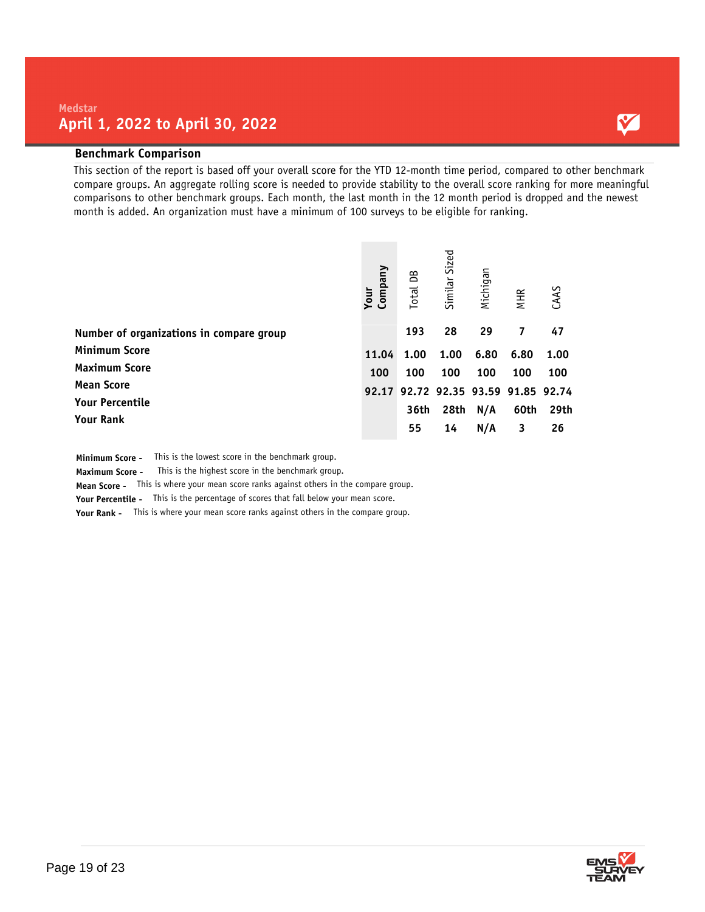Medstar

## April 1, 2022 to April 30, 2022

### Benchmark Comparison

This section of the report is based off your overall score for the YTD 12-month time period, compared to other benchmark compare groups. An aggregate rolling score is needed to provide stability to the overall score ranking for more meaningful comparisons to other benchmark groups. Each month, the last month in the 12 month period is dropped and the newest month is added. An organization must have a minimum of 100 surveys to be eligible for ranking.

| | Your Company | Total DB | Similar Sized | Michigan | MHR | CAAS |
|---|---|---|---|---|---|---|
| **Number of organizations in compare group** | | 193 | 28 | 29 | 7 | 47 |
| **Minimum Score** | 11.04 | 1.00 | 1.00 | 6.80 | 6.80 | 1.00 |
| **Maximum Score** | 100 | 100 | 100 | 100 | 100 | 100 |
| **Mean Score** | 92.17 | 92.72 | 92.35 | 93.59 | 91.85 | 92.74 |
| **Your Percentile** | | 36th | 28th | N/A | 60th | 29th |
| **Your Rank** | | 55 | 14 | N/A | 3 | 26 |

**Minimum Score -** This is the lowest score in the benchmark group.
**Maximum Score -** This is the highest score in the benchmark group.
**Mean Score -** This is where your mean score ranks against others in the compare group.
**Your Percentile -** This is the percentage of scores that fall below your mean score.
**Your Rank -** This is where your mean score ranks against others in the compare group.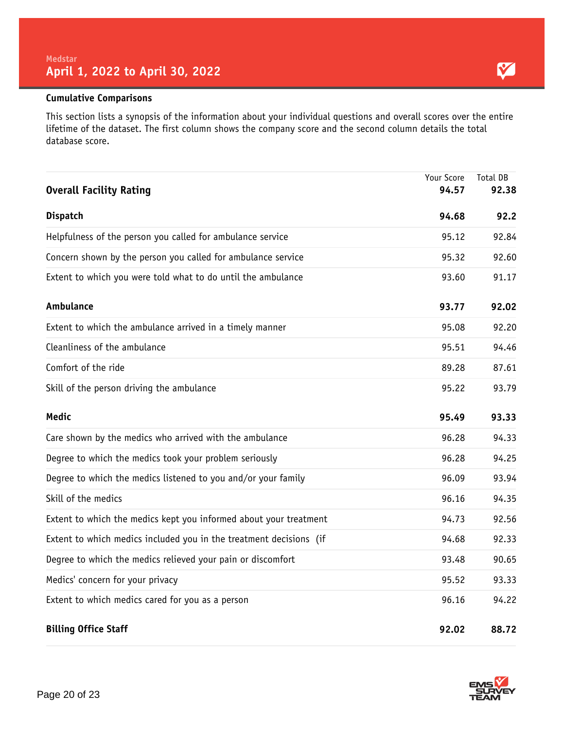Medstar

# April 1, 2022 to April 30, 2022

## Cumulative Comparisons

This section lists a synopsis of the information about your individual questions and overall scores over the entire lifetime of the dataset. The first column shows the company score and the second column details the total database score.

| | Your Score | Total DB |
|---|---|---|
| **Overall Facility Rating** | **94.57** | **92.38** |
| **Dispatch** | **94.68** | **92.2** |
| Helpfulness of the person you called for ambulance service | 95.12 | 92.84 |
| Concern shown by the person you called for ambulance service | 95.32 | 92.60 |
| Extent to which you were told what to do until the ambulance | 93.60 | 91.17 |
| **Ambulance** | **93.77** | **92.02** |
| Extent to which the ambulance arrived in a timely manner | 95.08 | 92.20 |
| Cleanliness of the ambulance | 95.51 | 94.46 |
| Comfort of the ride | 89.28 | 87.61 |
| Skill of the person driving the ambulance | 95.22 | 93.79 |
| **Medic** | **95.49** | **93.33** |
| Care shown by the medics who arrived with the ambulance | 96.28 | 94.33 |
| Degree to which the medics took your problem seriously | 96.28 | 94.25 |
| Degree to which the medics listened to you and/or your family | 96.09 | 93.94 |
| Skill of the medics | 96.16 | 94.35 |
| Extent to which the medics kept you informed about your treatment | 94.73 | 92.56 |
| Extent to which medics included you in the treatment decisions (if | 94.68 | 92.33 |
| Degree to which the medics relieved your pain or discomfort | 93.48 | 90.65 |
| Medics' concern for your privacy | 95.52 | 93.33 |
| Extent to which medics cared for you as a person | 96.16 | 94.22 |
| **Billing Office Staff** | **92.02** | **88.72** |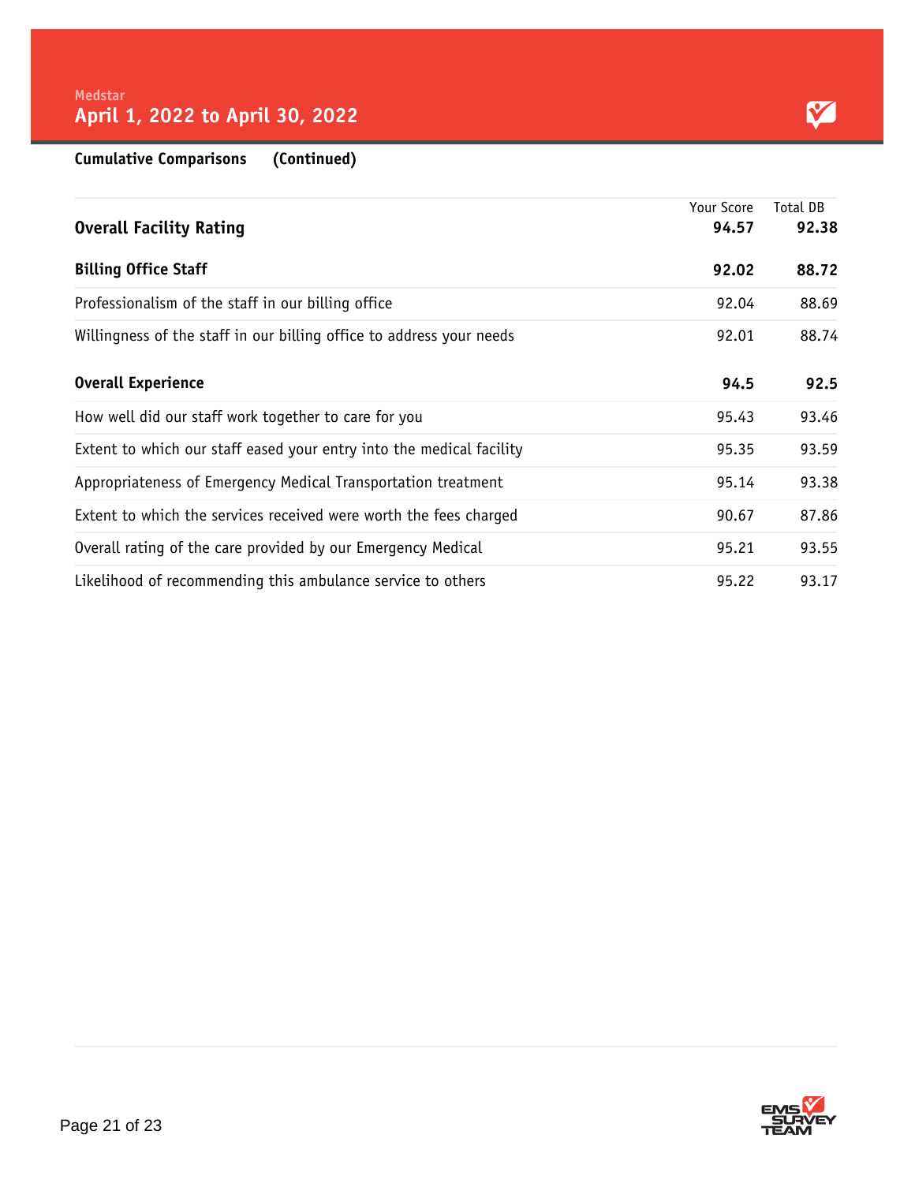Medstar

## April 1, 2022 to April 30, 2022

**Cumulative Comparisons (Continued)**

| | Your Score | Total DB |
|---|---|---|
| **Overall Facility Rating** | **94.57** | **92.38** |
| **Billing Office Staff** | **92.02** | **88.72** |
| Professionalism of the staff in our billing office | 92.04 | 88.69 |
| Willingness of the staff in our billing office to address your needs | 92.01 | 88.74 |
| **Overall Experience** | **94.5** | **92.5** |
| How well did our staff work together to care for you | 95.43 | 93.46 |
| Extent to which our staff eased your entry into the medical facility | 95.35 | 93.59 |
| Appropriateness of Emergency Medical Transportation treatment | 95.14 | 93.38 |
| Extent to which the services received were worth the fees charged | 90.67 | 87.86 |
| Overall rating of the care provided by our Emergency Medical | 95.21 | 93.55 |
| Likelihood of recommending this ambulance service to others | 95.22 | 93.17 |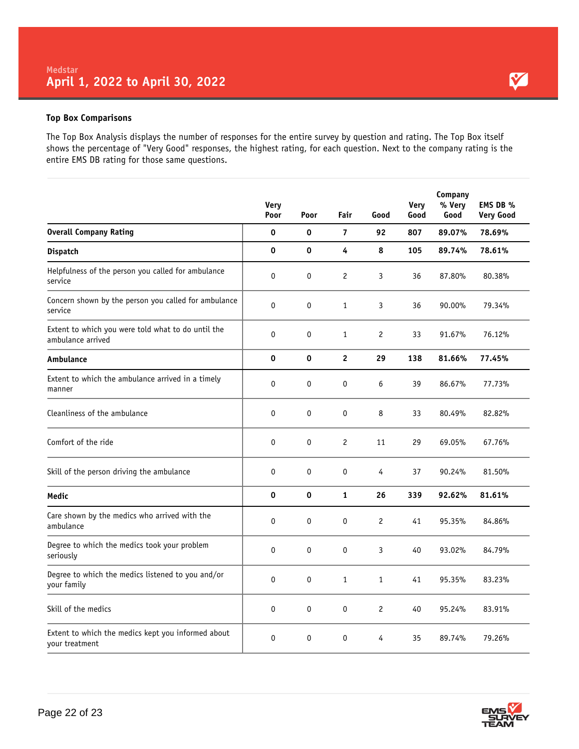Medstar

# April 1, 2022 to April 30, 2022

### Top Box Comparisons

The Top Box Analysis displays the number of responses for the entire survey by question and rating. The Top Box itself shows the percentage of "Very Good" responses, the highest rating, for each question. Next to the company rating is the entire EMS DB rating for those same questions.

| | Very Poor | Poor | Fair | Good | Very Good | Company % Very Good | EMS DB % Very Good |
|---|---|---|---|---|---|---|---|
| **Overall Company Rating** | **0** | **0** | **7** | **92** | **807** | **89.07%** | **78.69%** |
| **Dispatch** | **0** | **0** | **4** | **8** | **105** | **89.74%** | **78.61%** |
| Helpfulness of the person you called for ambulance service | 0 | 0 | 2 | 3 | 36 | 87.80% | 80.38% |
| Concern shown by the person you called for ambulance service | 0 | 0 | 1 | 3 | 36 | 90.00% | 79.34% |
| Extent to which you were told what to do until the ambulance arrived | 0 | 0 | 1 | 2 | 33 | 91.67% | 76.12% |
| **Ambulance** | **0** | **0** | **2** | **29** | **138** | **81.66%** | **77.45%** |
| Extent to which the ambulance arrived in a timely manner | 0 | 0 | 0 | 6 | 39 | 86.67% | 77.73% |
| Cleanliness of the ambulance | 0 | 0 | 0 | 8 | 33 | 80.49% | 82.82% |
| Comfort of the ride | 0 | 0 | 2 | 11 | 29 | 69.05% | 67.76% |
| Skill of the person driving the ambulance | 0 | 0 | 0 | 4 | 37 | 90.24% | 81.50% |
| **Medic** | **0** | **0** | **1** | **26** | **339** | **92.62%** | **81.61%** |
| Care shown by the medics who arrived with the ambulance | 0 | 0 | 0 | 2 | 41 | 95.35% | 84.86% |
| Degree to which the medics took your problem seriously | 0 | 0 | 0 | 3 | 40 | 93.02% | 84.79% |
| Degree to which the medics listened to you and/or your family | 0 | 0 | 1 | 1 | 41 | 95.35% | 83.23% |
| Skill of the medics | 0 | 0 | 0 | 2 | 40 | 95.24% | 83.91% |
| Extent to which the medics kept you informed about your treatment | 0 | 0 | 0 | 4 | 35 | 89.74% | 79.26% |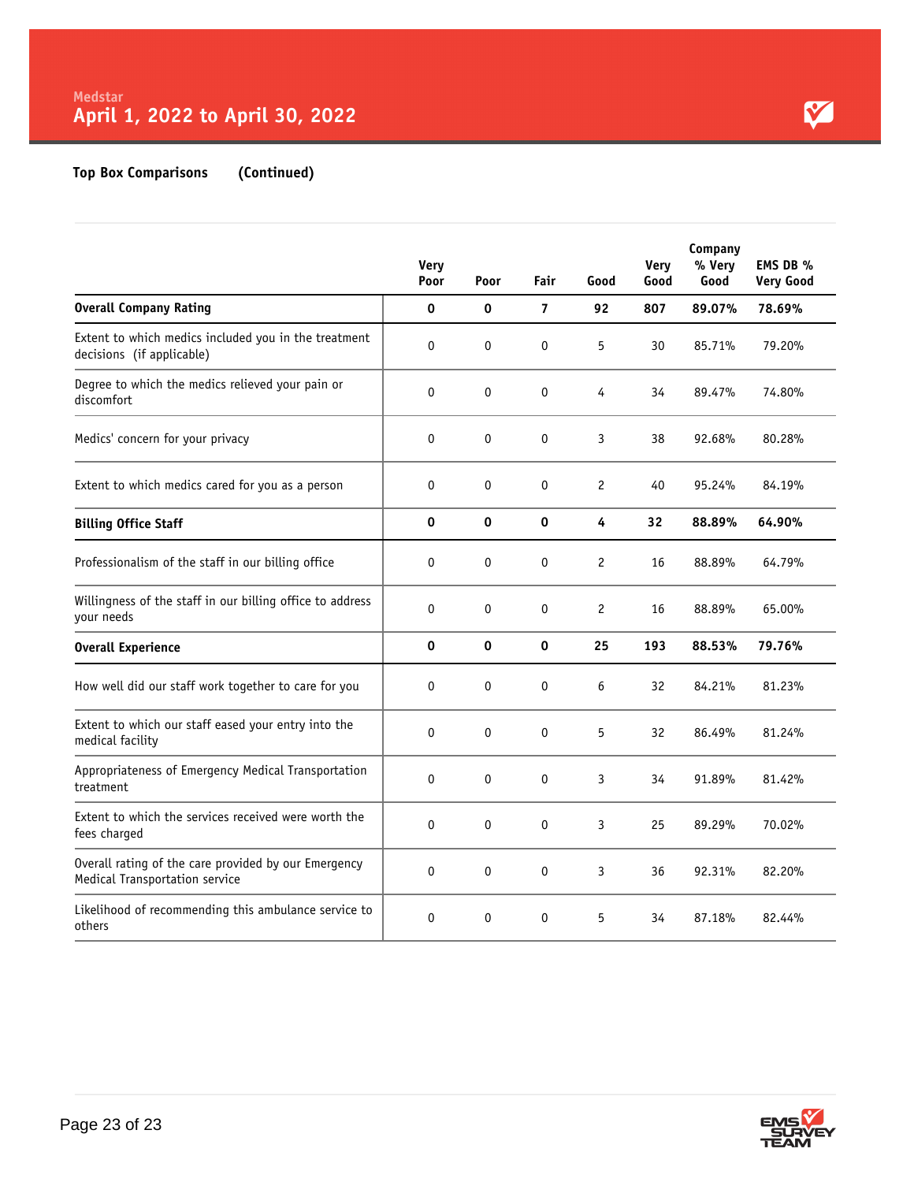Medstar

# April 1, 2022 to April 30, 2022

**Top Box Comparisons (Continued)**

| | Very Poor | Poor | Fair | Good | Very Good | Company % Very Good | EMS DB % Very Good |
|---|---|---|---|---|---|---|---|
| **Overall Company Rating** | **0** | **0** | **7** | **92** | **807** | **89.07%** | **78.69%** |
| Extent to which medics included you in the treatment decisions (if applicable) | 0 | 0 | 0 | 5 | 30 | 85.71% | 79.20% |
| Degree to which the medics relieved your pain or discomfort | 0 | 0 | 0 | 4 | 34 | 89.47% | 74.80% |
| Medics' concern for your privacy | 0 | 0 | 0 | 3 | 38 | 92.68% | 80.28% |
| Extent to which medics cared for you as a person | 0 | 0 | 0 | 2 | 40 | 95.24% | 84.19% |
| **Billing Office Staff** | **0** | **0** | **0** | **4** | **32** | **88.89%** | **64.90%** |
| Professionalism of the staff in our billing office | 0 | 0 | 0 | 2 | 16 | 88.89% | 64.79% |
| Willingness of the staff in our billing office to address your needs | 0 | 0 | 0 | 2 | 16 | 88.89% | 65.00% |
| **Overall Experience** | **0** | **0** | **0** | **25** | **193** | **88.53%** | **79.76%** |
| How well did our staff work together to care for you | 0 | 0 | 0 | 6 | 32 | 84.21% | 81.23% |
| Extent to which our staff eased your entry into the medical facility | 0 | 0 | 0 | 5 | 32 | 86.49% | 81.24% |
| Appropriateness of Emergency Medical Transportation treatment | 0 | 0 | 0 | 3 | 34 | 91.89% | 81.42% |
| Extent to which the services received were worth the fees charged | 0 | 0 | 0 | 3 | 25 | 89.29% | 70.02% |
| Overall rating of the care provided by our Emergency Medical Transportation service | 0 | 0 | 0 | 3 | 36 | 92.31% | 82.20% |
| Likelihood of recommending this ambulance service to others | 0 | 0 | 0 | 5 | 34 | 87.18% | 82.44% |